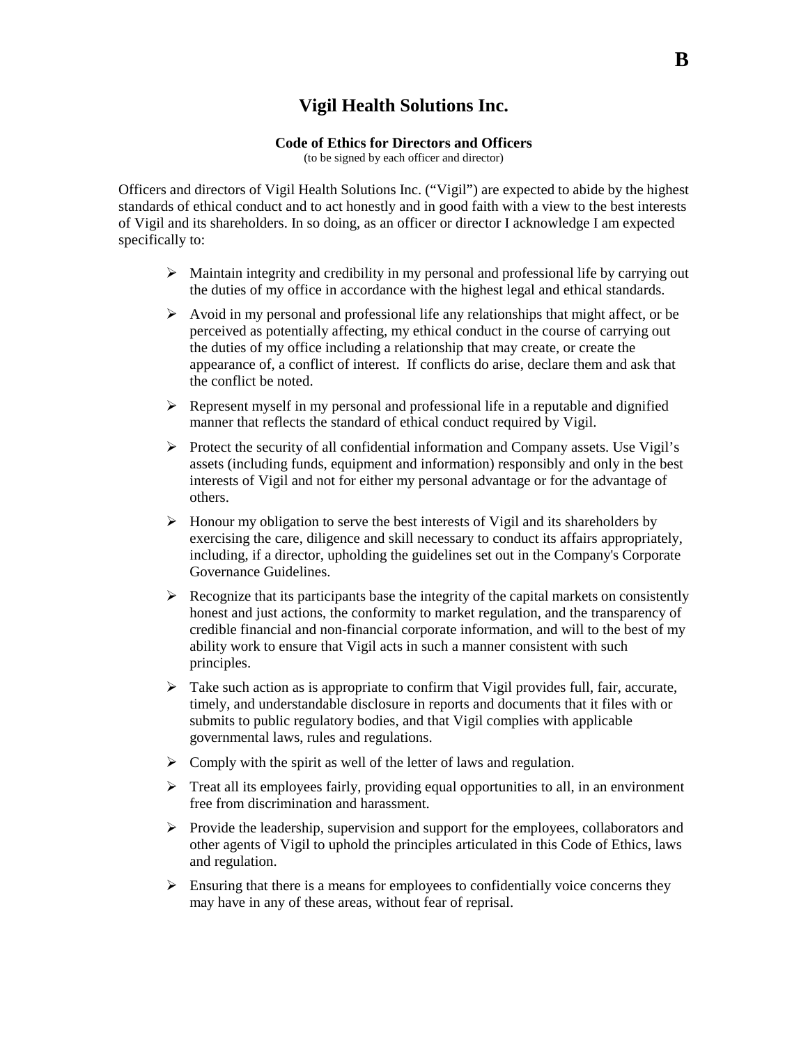**B**

# Vigil Health Solutions Inc.

**Code of Ethics for Directors and Officers**

(to be signed by each officer and director)

Officers and directors of Vigil Health Solutions Inc. ("Vigil") are expected to abide by the highest standards of ethical conduct and to act honestly and in good faith with a view to the best interests of Vigil and its shareholders. In so doing, as an officer or director I acknowledge I am expected specifically to:

- Maintain integrity and credibility in my personal and professional life by carrying out the duties of my office in accordance with the highest legal and ethical standards.
- Avoid in my personal and professional life any relationships that might affect, or be perceived as potentially affecting, my ethical conduct in the course of carrying out the duties of my office including a relationship that may create, or create the appearance of, a conflict of interest. If conflicts do arise, declare them and ask that the conflict be noted.
- Represent myself in my personal and professional life in a reputable and dignified manner that reflects the standard of ethical conduct required by Vigil.
- Protect the security of all confidential information and Company assets. Use Vigil's assets (including funds, equipment and information) responsibly and only in the best interests of Vigil and not for either my personal advantage or for the advantage of others.
- Honour my obligation to serve the best interests of Vigil and its shareholders by exercising the care, diligence and skill necessary to conduct its affairs appropriately, including, if a director, upholding the guidelines set out in the Company's Corporate Governance Guidelines.
- Recognize that its participants base the integrity of the capital markets on consistently honest and just actions, the conformity to market regulation, and the transparency of credible financial and non-financial corporate information, and will to the best of my ability work to ensure that Vigil acts in such a manner consistent with such principles.
- Take such action as is appropriate to confirm that Vigil provides full, fair, accurate, timely, and understandable disclosure in reports and documents that it files with or submits to public regulatory bodies, and that Vigil complies with applicable governmental laws, rules and regulations.
- Comply with the spirit as well of the letter of laws and regulation.
- Treat all its employees fairly, providing equal opportunities to all, in an environment free from discrimination and harassment.
- Provide the leadership, supervision and support for the employees, collaborators and other agents of Vigil to uphold the principles articulated in this Code of Ethics, laws and regulation.
- Ensuring that there is a means for employees to confidentially voice concerns they may have in any of these areas, without fear of reprisal.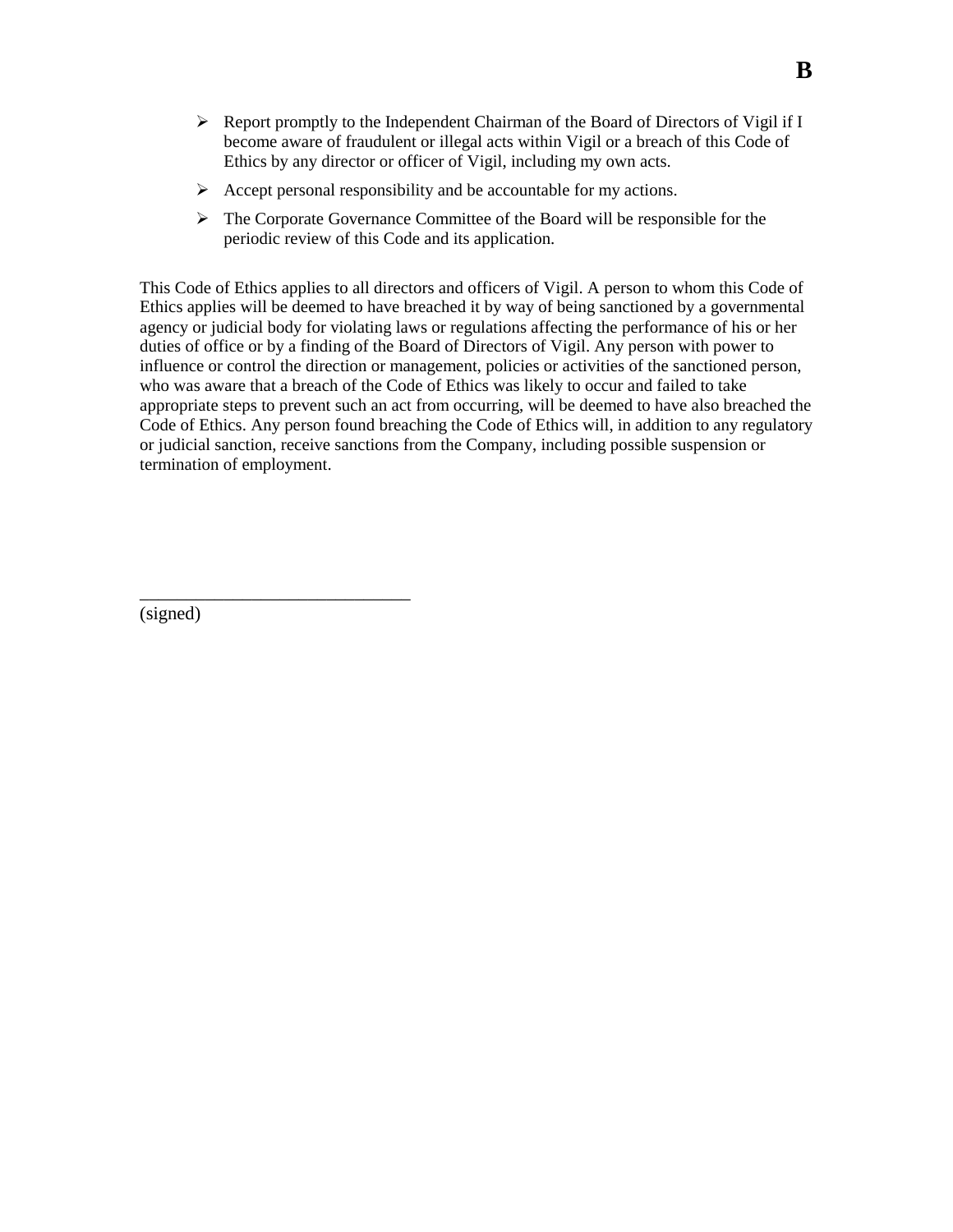**B**

- Report promptly to the Independent Chairman of the Board of Directors of Vigil if I become aware of fraudulent or illegal acts within Vigil or a breach of this Code of Ethics by any director or officer of Vigil, including my own acts.
- Accept personal responsibility and be accountable for my actions.
- The Corporate Governance Committee of the Board will be responsible for the periodic review of this Code and its application.

This Code of Ethics applies to all directors and officers of Vigil. A person to whom this Code of Ethics applies will be deemed to have breached it by way of being sanctioned by a governmental agency or judicial body for violating laws or regulations affecting the performance of his or her duties of office or by a finding of the Board of Directors of Vigil. Any person with power to influence or control the direction or management, policies or activities of the sanctioned person, who was aware that a breach of the Code of Ethics was likely to occur and failed to take appropriate steps to prevent such an act from occurring, will be deemed to have also breached the Code of Ethics. Any person found breaching the Code of Ethics will, in addition to any regulatory or judicial sanction, receive sanctions from the Company, including possible suspension or termination of employment.

______________________________
(signed)